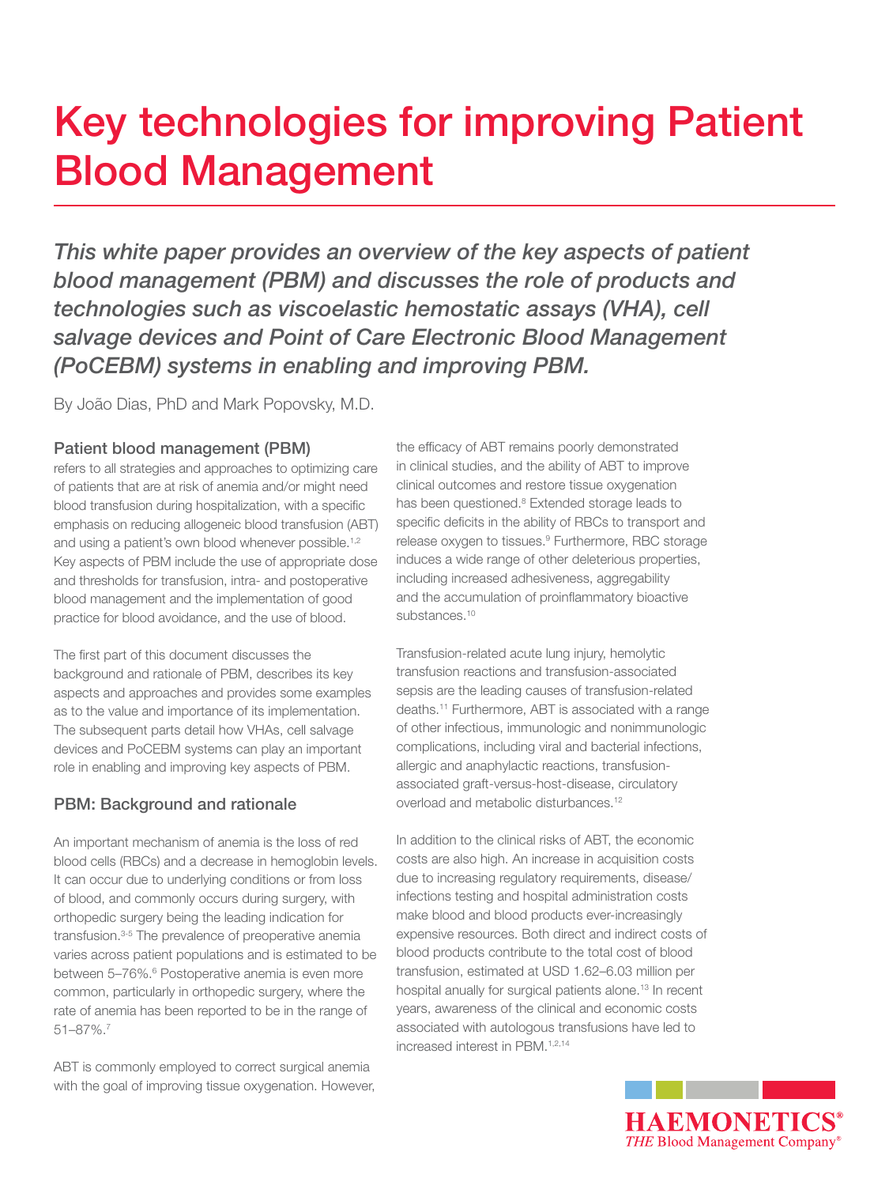# Key technologies for improving Patient Blood Management

*This white paper provides an overview of the key aspects of patient blood management (PBM) and discusses the role of products and technologies such as viscoelastic hemostatic assays (VHA), cell salvage devices and Point of Care Electronic Blood Management (PoCEBM) systems in enabling and improving PBM.*

By João Dias, PhD and Mark Popovsky, M.D.

### Patient blood management (PBM)

refers to all strategies and approaches to optimizing care of patients that are at risk of anemia and/or might need blood transfusion during hospitalization, with a specific emphasis on reducing allogeneic blood transfusion (ABT) and using a patient's own blood whenever possible.[1,2] Key aspects of PBM include the use of appropriate dose and thresholds for transfusion, intra- and postoperative blood management and the implementation of good practice for blood avoidance, and the use of blood.

The first part of this document discusses the background and rationale of PBM, describes its key aspects and approaches and provides some examples as to the value and importance of its implementation. The subsequent parts detail how VHAs, cell salvage devices and PoCEBM systems can play an important role in enabling and improving key aspects of PBM.

## PBM: Background and rationale

An important mechanism of anemia is the loss of red blood cells (RBCs) and a decrease in hemoglobin levels. It can occur due to underlying conditions or from loss of blood, and commonly occurs during surgery, with orthopedic surgery being the leading indication for transfusion.[3-5] The prevalence of preoperative anemia varies across patient populations and is estimated to be between 5–76%.[6] Postoperative anemia is even more common, particularly in orthopedic surgery, where the rate of anemia has been reported to be in the range of 51–87%.[7]

ABT is commonly employed to correct surgical anemia with the goal of improving tissue oxygenation. However, the efficacy of ABT remains poorly demonstrated in clinical studies, and the ability of ABT to improve clinical outcomes and restore tissue oxygenation has been questioned.[8] Extended storage leads to specific deficits in the ability of RBCs to transport and release oxygen to tissues.[9] Furthermore, RBC storage induces a wide range of other deleterious properties, including increased adhesiveness, aggregability and the accumulation of proinflammatory bioactive substances.[10]

Transfusion-related acute lung injury, hemolytic transfusion reactions and transfusion-associated sepsis are the leading causes of transfusion-related deaths.[11] Furthermore, ABT is associated with a range of other infectious, immunologic and nonimmunologic complications, including viral and bacterial infections, allergic and anaphylactic reactions, transfusion-associated graft-versus-host-disease, circulatory overload and metabolic disturbances.[12]

In addition to the clinical risks of ABT, the economic costs are also high. An increase in acquisition costs due to increasing regulatory requirements, disease/infections testing and hospital administration costs make blood and blood products ever-increasingly expensive resources. Both direct and indirect costs of blood products contribute to the total cost of blood transfusion, estimated at USD 1.62–6.03 million per hospital anually for surgical patients alone.[13] In recent years, awareness of the clinical and economic costs associated with autologous transfusions have led to increased interest in PBM.[1,2,14]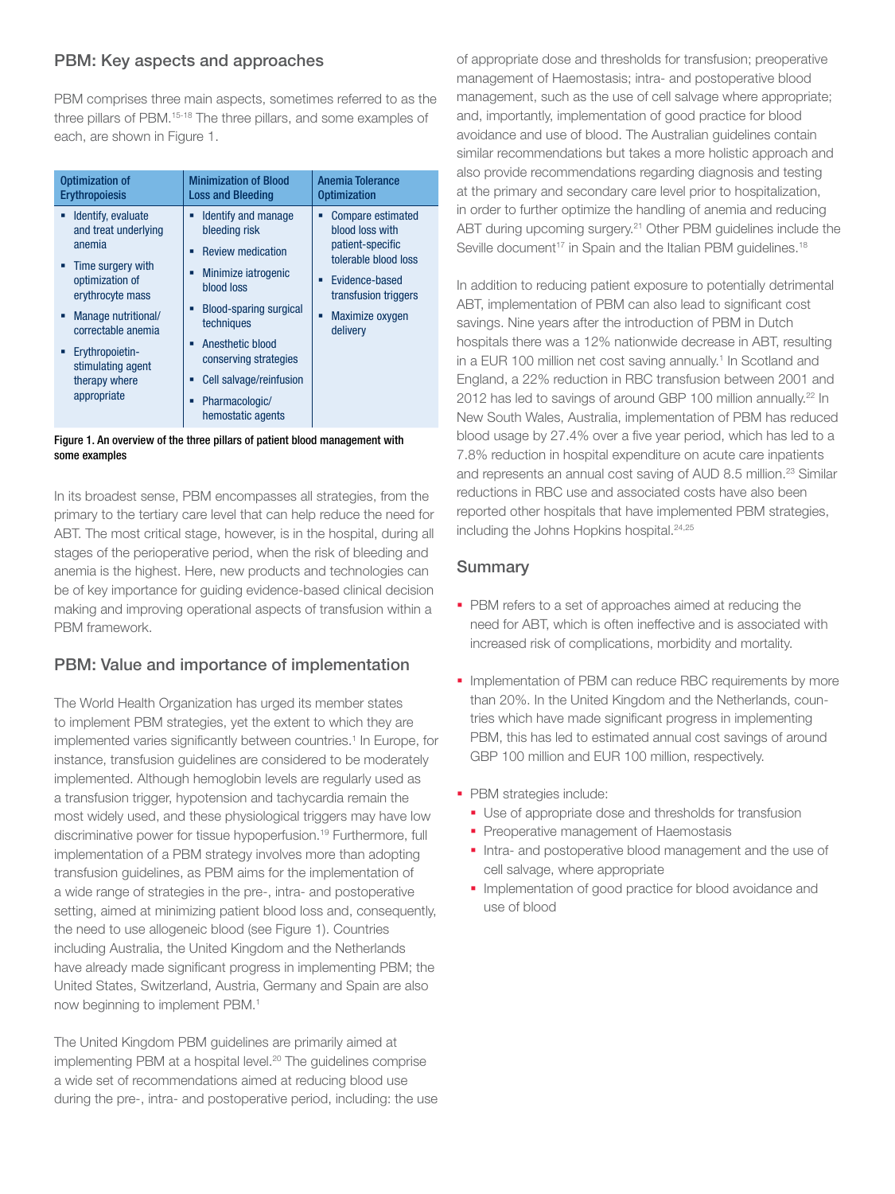## PBM: Key aspects and approaches

PBM comprises three main aspects, sometimes referred to as the three pillars of PBM.[15-18] The three pillars, and some examples of each, are shown in Figure 1.

| Optimization of Erythropoiesis | Minimization of Blood Loss and Bleeding | Anemia Tolerance Optimization |
|---|---|---|
| ▪ Identify, evaluate and treat underlying anemia<br>▪ Time surgery with optimization of erythrocyte mass<br>▪ Manage nutritional/ correctable anemia<br>▪ Erythropoietin-stimulating agent therapy where appropriate | ▪ Identify and manage bleeding risk<br>▪ Review medication<br>▪ Minimize iatrogenic blood loss<br>▪ Blood-sparing surgical techniques<br>▪ Anesthetic blood conserving strategies<br>▪ Cell salvage/reinfusion<br>▪ Pharmacologic/ hemostatic agents | ▪ Compare estimated blood loss with patient-specific tolerable blood loss<br>▪ Evidence-based transfusion triggers<br>▪ Maximize oxygen delivery |

**Figure 1. An overview of the three pillars of patient blood management with some examples**

In its broadest sense, PBM encompasses all strategies, from the primary to the tertiary care level that can help reduce the need for ABT. The most critical stage, however, is in the hospital, during all stages of the perioperative period, when the risk of bleeding and anemia is the highest. Here, new products and technologies can be of key importance for guiding evidence-based clinical decision making and improving operational aspects of transfusion within a PBM framework.

## PBM: Value and importance of implementation

The World Health Organization has urged its member states to implement PBM strategies, yet the extent to which they are implemented varies significantly between countries.[1] In Europe, for instance, transfusion guidelines are considered to be moderately implemented. Although hemoglobin levels are regularly used as a transfusion trigger, hypotension and tachycardia remain the most widely used, and these physiological triggers may have low discriminative power for tissue hypoperfusion.[19] Furthermore, full implementation of a PBM strategy involves more than adopting transfusion guidelines, as PBM aims for the implementation of a wide range of strategies in the pre-, intra- and postoperative setting, aimed at minimizing patient blood loss and, consequently, the need to use allogeneic blood (see Figure 1). Countries including Australia, the United Kingdom and the Netherlands have already made significant progress in implementing PBM; the United States, Switzerland, Austria, Germany and Spain are also now beginning to implement PBM.[1]

The United Kingdom PBM guidelines are primarily aimed at implementing PBM at a hospital level.[20] The guidelines comprise a wide set of recommendations aimed at reducing blood use during the pre-, intra- and postoperative period, including: the use of appropriate dose and thresholds for transfusion; preoperative management of Haemostasis; intra- and postoperative blood management, such as the use of cell salvage where appropriate; and, importantly, implementation of good practice for blood avoidance and use of blood. The Australian guidelines contain similar recommendations but takes a more holistic approach and also provide recommendations regarding diagnosis and testing at the primary and secondary care level prior to hospitalization, in order to further optimize the handling of anemia and reducing ABT during upcoming surgery.[21] Other PBM guidelines include the Seville document[17] in Spain and the Italian PBM guidelines.[18]

In addition to reducing patient exposure to potentially detrimental ABT, implementation of PBM can also lead to significant cost savings. Nine years after the introduction of PBM in Dutch hospitals there was a 12% nationwide decrease in ABT, resulting in a EUR 100 million net cost saving annually.[1] In Scotland and England, a 22% reduction in RBC transfusion between 2001 and 2012 has led to savings of around GBP 100 million annually.[22] In New South Wales, Australia, implementation of PBM has reduced blood usage by 27.4% over a five year period, which has led to a 7.8% reduction in hospital expenditure on acute care inpatients and represents an annual cost saving of AUD 8.5 million.[23] Similar reductions in RBC use and associated costs have also been reported other hospitals that have implemented PBM strategies, including the Johns Hopkins hospital.[24,25]

## Summary

- PBM refers to a set of approaches aimed at reducing the need for ABT, which is often ineffective and is associated with increased risk of complications, morbidity and mortality.
- Implementation of PBM can reduce RBC requirements by more than 20%. In the United Kingdom and the Netherlands, countries which have made significant progress in implementing PBM, this has led to estimated annual cost savings of around GBP 100 million and EUR 100 million, respectively.
- PBM strategies include:
  - Use of appropriate dose and thresholds for transfusion
  - Preoperative management of Haemostasis
  - Intra- and postoperative blood management and the use of cell salvage, where appropriate
  - Implementation of good practice for blood avoidance and use of blood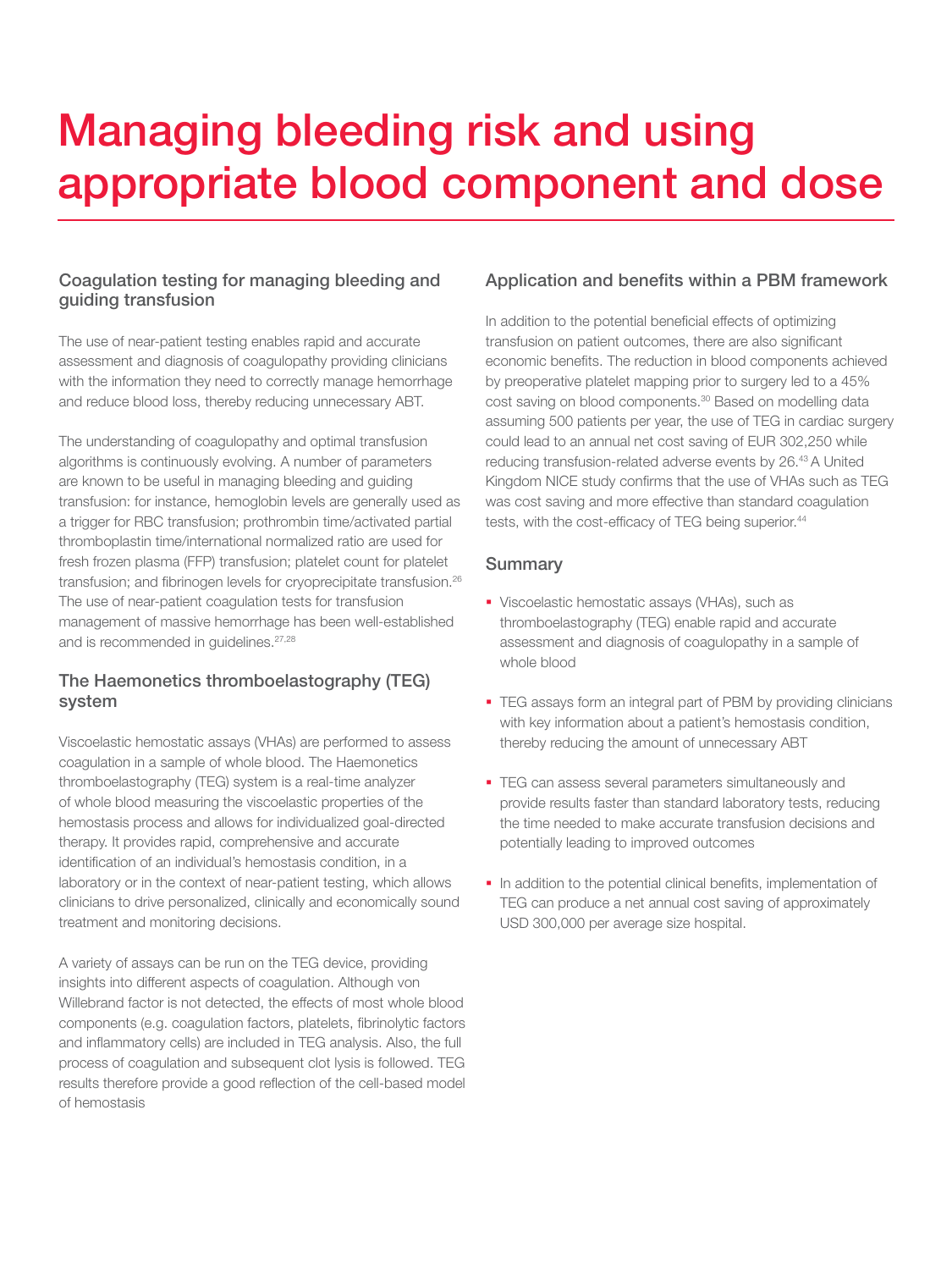# Managing bleeding risk and using appropriate blood component and dose

## Coagulation testing for managing bleeding and guiding transfusion

The use of near-patient testing enables rapid and accurate assessment and diagnosis of coagulopathy providing clinicians with the information they need to correctly manage hemorrhage and reduce blood loss, thereby reducing unnecessary ABT.

The understanding of coagulopathy and optimal transfusion algorithms is continuously evolving. A number of parameters are known to be useful in managing bleeding and guiding transfusion: for instance, hemoglobin levels are generally used as a trigger for RBC transfusion; prothrombin time/activated partial thromboplastin time/international normalized ratio are used for fresh frozen plasma (FFP) transfusion; platelet count for platelet transfusion; and fibrinogen levels for cryoprecipitate transfusion.[26] The use of near-patient coagulation tests for transfusion management of massive hemorrhage has been well-established and is recommended in guidelines.[27,28]

## The Haemonetics thromboelastography (TEG) system

Viscoelastic hemostatic assays (VHAs) are performed to assess coagulation in a sample of whole blood. The Haemonetics thromboelastography (TEG) system is a real-time analyzer of whole blood measuring the viscoelastic properties of the hemostasis process and allows for individualized goal-directed therapy. It provides rapid, comprehensive and accurate identification of an individual's hemostasis condition, in a laboratory or in the context of near-patient testing, which allows clinicians to drive personalized, clinically and economically sound treatment and monitoring decisions.

A variety of assays can be run on the TEG device, providing insights into different aspects of coagulation. Although von Willebrand factor is not detected, the effects of most whole blood components (e.g. coagulation factors, platelets, fibrinolytic factors and inflammatory cells) are included in TEG analysis. Also, the full process of coagulation and subsequent clot lysis is followed. TEG results therefore provide a good reflection of the cell-based model of hemostasis

## Application and benefits within a PBM framework

In addition to the potential beneficial effects of optimizing transfusion on patient outcomes, there are also significant economic benefits. The reduction in blood components achieved by preoperative platelet mapping prior to surgery led to a 45% cost saving on blood components.[30] Based on modelling data assuming 500 patients per year, the use of TEG in cardiac surgery could lead to an annual net cost saving of EUR 302,250 while reducing transfusion-related adverse events by 26.[43] A United Kingdom NICE study confirms that the use of VHAs such as TEG was cost saving and more effective than standard coagulation tests, with the cost-efficacy of TEG being superior.[44]

## Summary

- Viscoelastic hemostatic assays (VHAs), such as thromboelastography (TEG) enable rapid and accurate assessment and diagnosis of coagulopathy in a sample of whole blood
- TEG assays form an integral part of PBM by providing clinicians with key information about a patient's hemostasis condition, thereby reducing the amount of unnecessary ABT
- TEG can assess several parameters simultaneously and provide results faster than standard laboratory tests, reducing the time needed to make accurate transfusion decisions and potentially leading to improved outcomes
- In addition to the potential clinical benefits, implementation of TEG can produce a net annual cost saving of approximately USD 300,000 per average size hospital.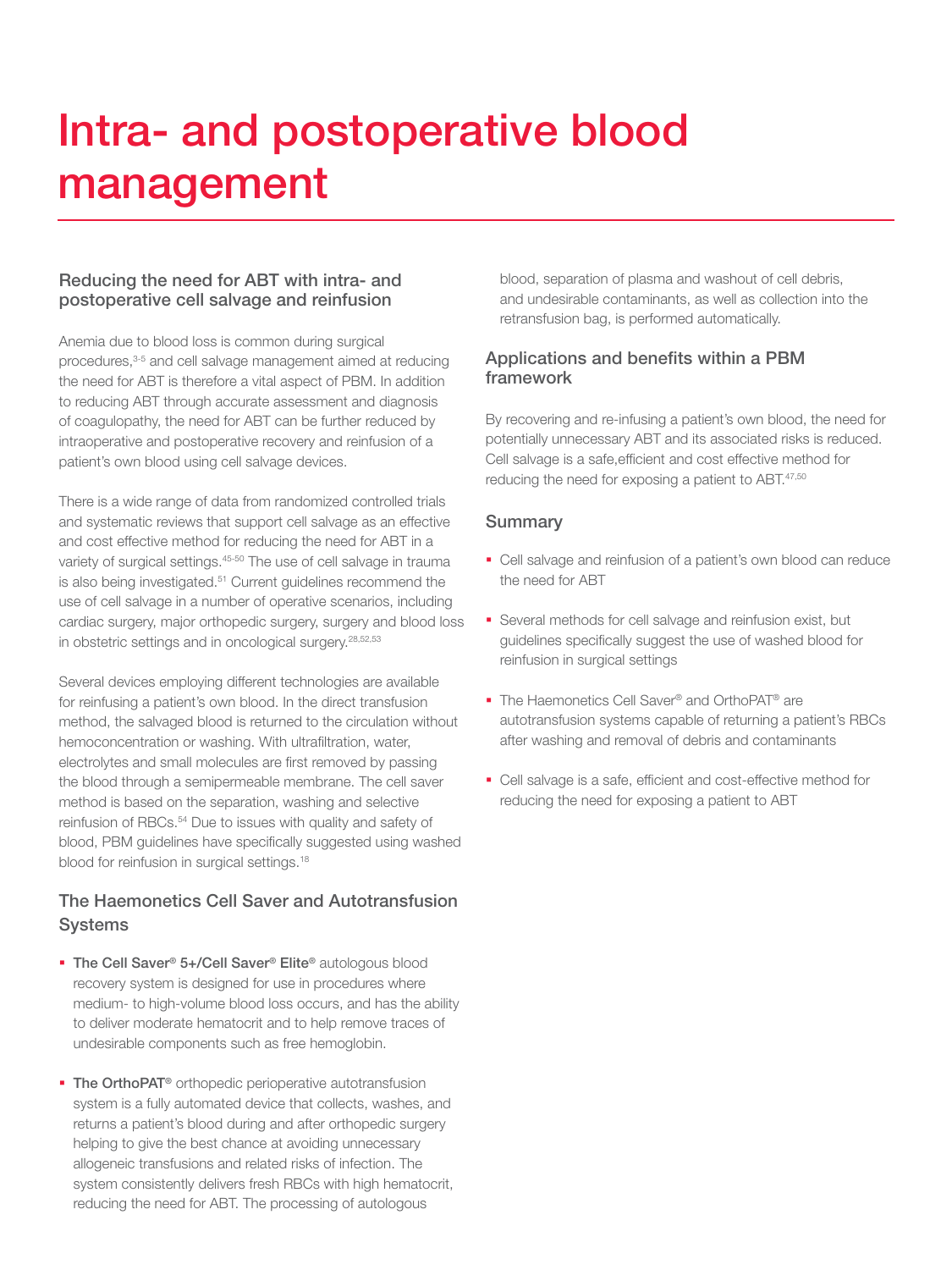# Intra- and postoperative blood management

## Reducing the need for ABT with intra- and postoperative cell salvage and reinfusion

Anemia due to blood loss is common during surgical procedures,[3-5] and cell salvage management aimed at reducing the need for ABT is therefore a vital aspect of PBM. In addition to reducing ABT through accurate assessment and diagnosis of coagulopathy, the need for ABT can be further reduced by intraoperative and postoperative recovery and reinfusion of a patient's own blood using cell salvage devices.

There is a wide range of data from randomized controlled trials and systematic reviews that support cell salvage as an effective and cost effective method for reducing the need for ABT in a variety of surgical settings.[45-50] The use of cell salvage in trauma is also being investigated.[51] Current guidelines recommend the use of cell salvage in a number of operative scenarios, including cardiac surgery, major orthopedic surgery, surgery and blood loss in obstetric settings and in oncological surgery.[28,52,53]

Several devices employing different technologies are available for reinfusing a patient's own blood. In the direct transfusion method, the salvaged blood is returned to the circulation without hemoconcentration or washing. With ultrafiltration, water, electrolytes and small molecules are first removed by passing the blood through a semipermeable membrane. The cell saver method is based on the separation, washing and selective reinfusion of RBCs.[54] Due to issues with quality and safety of blood, PBM guidelines have specifically suggested using washed blood for reinfusion in surgical settings.[18]

## The Haemonetics Cell Saver and Autotransfusion Systems

- **The Cell Saver® 5+/Cell Saver® Elite®** autologous blood recovery system is designed for use in procedures where medium- to high-volume blood loss occurs, and has the ability to deliver moderate hematocrit and to help remove traces of undesirable components such as free hemoglobin.
- **The OrthoPAT®** orthopedic perioperative autotransfusion system is a fully automated device that collects, washes, and returns a patient's blood during and after orthopedic surgery helping to give the best chance at avoiding unnecessary allogeneic transfusions and related risks of infection. The system consistently delivers fresh RBCs with high hematocrit, reducing the need for ABT. The processing of autologous blood, separation of plasma and washout of cell debris, and undesirable contaminants, as well as collection into the retransfusion bag, is performed automatically.

## Applications and benefits within a PBM framework

By recovering and re-infusing a patient's own blood, the need for potentially unnecessary ABT and its associated risks is reduced. Cell salvage is a safe,efficient and cost effective method for reducing the need for exposing a patient to ABT.[47,50]

## Summary

- Cell salvage and reinfusion of a patient's own blood can reduce the need for ABT
- Several methods for cell salvage and reinfusion exist, but guidelines specifically suggest the use of washed blood for reinfusion in surgical settings
- The Haemonetics Cell Saver® and OrthoPAT® are autotransfusion systems capable of returning a patient's RBCs after washing and removal of debris and contaminants
- Cell salvage is a safe, efficient and cost-effective method for reducing the need for exposing a patient to ABT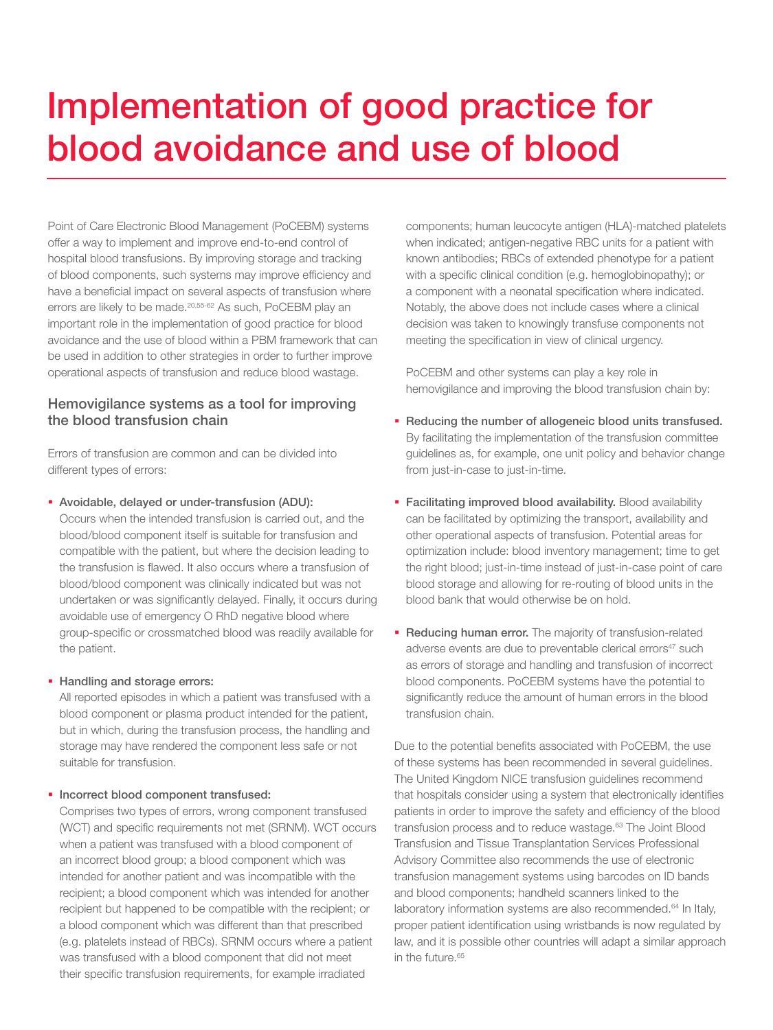# Implementation of good practice for blood avoidance and use of blood

Point of Care Electronic Blood Management (PoCEBM) systems offer a way to implement and improve end-to-end control of hospital blood transfusions. By improving storage and tracking of blood components, such systems may improve efficiency and have a beneficial impact on several aspects of transfusion where errors are likely to be made.[20,55-62] As such, PoCEBM play an important role in the implementation of good practice for blood avoidance and the use of blood within a PBM framework that can be used in addition to other strategies in order to further improve operational aspects of transfusion and reduce blood wastage.

## Hemovigilance systems as a tool for improving the blood transfusion chain

Errors of transfusion are common and can be divided into different types of errors:

- **Avoidable, delayed or under-transfusion (ADU):** Occurs when the intended transfusion is carried out, and the blood/blood component itself is suitable for transfusion and compatible with the patient, but where the decision leading to the transfusion is flawed. It also occurs where a transfusion of blood/blood component was clinically indicated but was not undertaken or was significantly delayed. Finally, it occurs during avoidable use of emergency O RhD negative blood where group-specific or crossmatched blood was readily available for the patient.

- **Handling and storage errors:** All reported episodes in which a patient was transfused with a blood component or plasma product intended for the patient, but in which, during the transfusion process, the handling and storage may have rendered the component less safe or not suitable for transfusion.

- **Incorrect blood component transfused:** Comprises two types of errors, wrong component transfused (WCT) and specific requirements not met (SRNM). WCT occurs when a patient was transfused with a blood component of an incorrect blood group; a blood component which was intended for another patient and was incompatible with the recipient; a blood component which was intended for another recipient but happened to be compatible with the recipient; or a blood component which was different than that prescribed (e.g. platelets instead of RBCs). SRNM occurs where a patient was transfused with a blood component that did not meet their specific transfusion requirements, for example irradiated components; human leucocyte antigen (HLA)-matched platelets when indicated; antigen-negative RBC units for a patient with known antibodies; RBCs of extended phenotype for a patient with a specific clinical condition (e.g. hemoglobinopathy); or a component with a neonatal specification where indicated. Notably, the above does not include cases where a clinical decision was taken to knowingly transfuse components not meeting the specification in view of clinical urgency.

PoCEBM and other systems can play a key role in hemovigilance and improving the blood transfusion chain by:

- **Reducing the number of allogeneic blood units transfused.** By facilitating the implementation of the transfusion committee guidelines as, for example, one unit policy and behavior change from just-in-case to just-in-time.

- **Facilitating improved blood availability.** Blood availability can be facilitated by optimizing the transport, availability and other operational aspects of transfusion. Potential areas for optimization include: blood inventory management; time to get the right blood; just-in-time instead of just-in-case point of care blood storage and allowing for re-routing of blood units in the blood bank that would otherwise be on hold.

- **Reducing human error.** The majority of transfusion-related adverse events are due to preventable clerical errors[47] such as errors of storage and handling and transfusion of incorrect blood components. PoCEBM systems have the potential to significantly reduce the amount of human errors in the blood transfusion chain.

Due to the potential benefits associated with PoCEBM, the use of these systems has been recommended in several guidelines. The United Kingdom NICE transfusion guidelines recommend that hospitals consider using a system that electronically identifies patients in order to improve the safety and efficiency of the blood transfusion process and to reduce wastage.[63] The Joint Blood Transfusion and Tissue Transplantation Services Professional Advisory Committee also recommends the use of electronic transfusion management systems using barcodes on ID bands and blood components; handheld scanners linked to the laboratory information systems are also recommended.[64] In Italy, proper patient identification using wristbands is now regulated by law, and it is possible other countries will adapt a similar approach in the future.[65]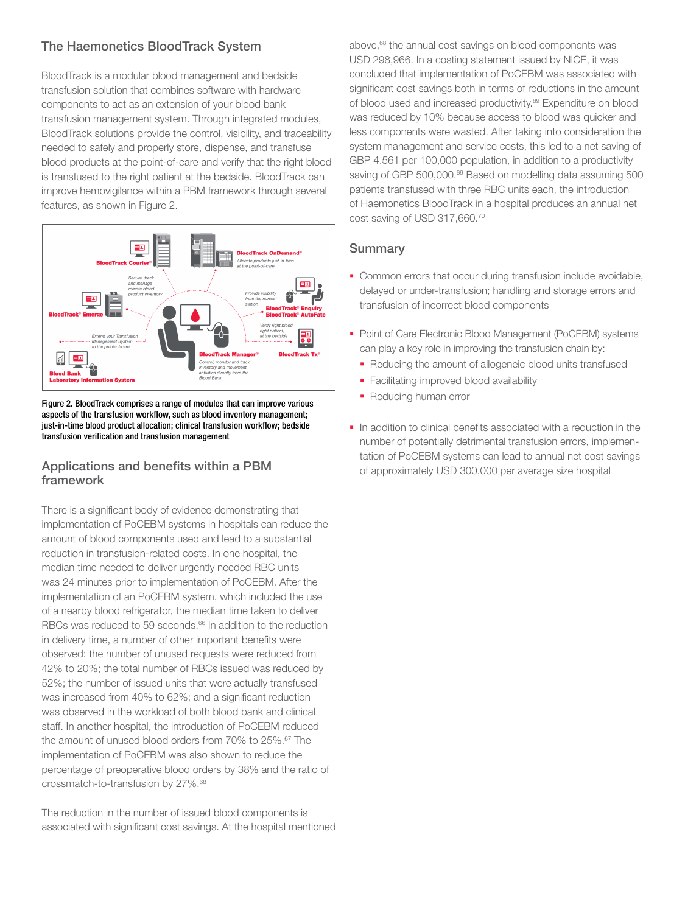## The Haemonetics BloodTrack System

BloodTrack is a modular blood management and bedside transfusion solution that combines software with hardware components to act as an extension of your blood bank transfusion management system. Through integrated modules, BloodTrack solutions provide the control, visibility, and traceability needed to safely and properly store, dispense, and transfuse blood products at the point-of-care and verify that the right blood is transfused to the right patient at the bedside. BloodTrack can improve hemovigilance within a PBM framework through several features, as shown in Figure 2.

**Figure 2. BloodTrack comprises a range of modules that can improve various aspects of the transfusion workflow, such as blood inventory management; just-in-time blood product allocation; clinical transfusion workflow; bedside transfusion verification and transfusion management**

## Applications and benefits within a PBM framework

There is a significant body of evidence demonstrating that implementation of PoCEBM systems in hospitals can reduce the amount of blood components used and lead to a substantial reduction in transfusion-related costs. In one hospital, the median time needed to deliver urgently needed RBC units was 24 minutes prior to implementation of PoCEBM. After the implementation of an PoCEBM system, which included the use of a nearby blood refrigerator, the median time taken to deliver RBCs was reduced to 59 seconds.[66] In addition to the reduction in delivery time, a number of other important benefits were observed: the number of unused requests were reduced from 42% to 20%; the total number of RBCs issued was reduced by 52%; the number of issued units that were actually transfused was increased from 40% to 62%; and a significant reduction was observed in the workload of both blood bank and clinical staff. In another hospital, the introduction of PoCEBM reduced the amount of unused blood orders from 70% to 25%.[67] The implementation of PoCEBM was also shown to reduce the percentage of preoperative blood orders by 38% and the ratio of crossmatch-to-transfusion by 27%.[68]

The reduction in the number of issued blood components is associated with significant cost savings. At the hospital mentioned above,[68] the annual cost savings on blood components was USD 298,966. In a costing statement issued by NICE, it was concluded that implementation of PoCEBM was associated with significant cost savings both in terms of reductions in the amount of blood used and increased productivity.[69] Expenditure on blood was reduced by 10% because access to blood was quicker and less components were wasted. After taking into consideration the system management and service costs, this led to a net saving of GBP 4.561 per 100,000 population, in addition to a productivity saving of GBP 500,000.[69] Based on modelling data assuming 500 patients transfused with three RBC units each, the introduction of Haemonetics BloodTrack in a hospital produces an annual net cost saving of USD 317,660.[70]

## Summary

- Common errors that occur during transfusion include avoidable, delayed or under-transfusion; handling and storage errors and transfusion of incorrect blood components
- Point of Care Electronic Blood Management (PoCEBM) systems can play a key role in improving the transfusion chain by:
  - Reducing the amount of allogeneic blood units transfused
  - Facilitating improved blood availability
  - Reducing human error
- In addition to clinical benefits associated with a reduction in the number of potentially detrimental transfusion errors, implementation of PoCEBM systems can lead to annual net cost savings of approximately USD 300,000 per average size hospital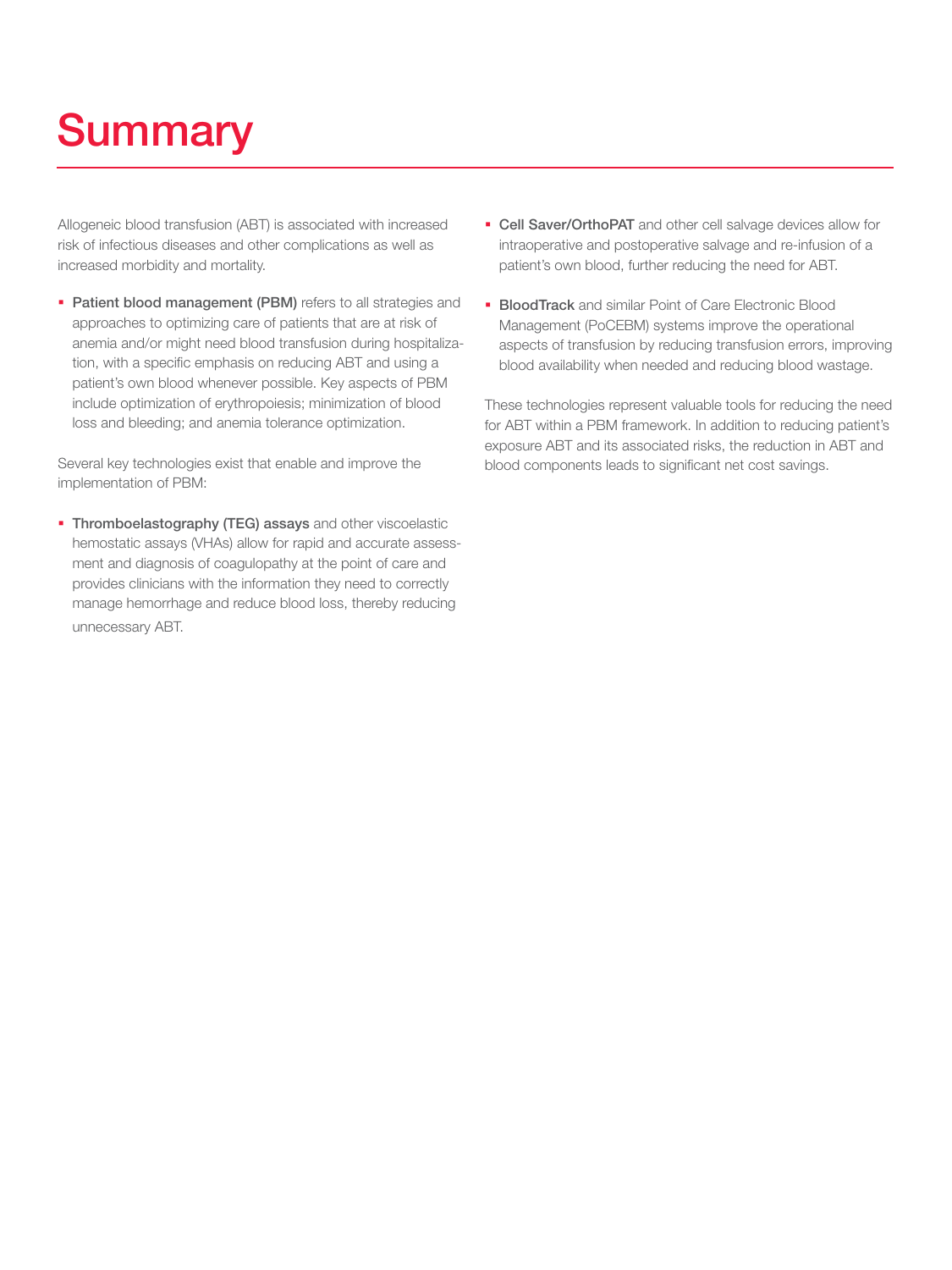# Summary

Allogeneic blood transfusion (ABT) is associated with increased risk of infectious diseases and other complications as well as increased morbidity and mortality.

- **Patient blood management (PBM)** refers to all strategies and approaches to optimizing care of patients that are at risk of anemia and/or might need blood transfusion during hospitalization, with a specific emphasis on reducing ABT and using a patient's own blood whenever possible. Key aspects of PBM include optimization of erythropoiesis; minimization of blood loss and bleeding; and anemia tolerance optimization.

Several key technologies exist that enable and improve the implementation of PBM:

- **Thromboelastography (TEG) assays** and other viscoelastic hemostatic assays (VHAs) allow for rapid and accurate assessment and diagnosis of coagulopathy at the point of care and provides clinicians with the information they need to correctly manage hemorrhage and reduce blood loss, thereby reducing unnecessary ABT.
- **Cell Saver/OrthoPAT** and other cell salvage devices allow for intraoperative and postoperative salvage and re-infusion of a patient's own blood, further reducing the need for ABT.
- **BloodTrack** and similar Point of Care Electronic Blood Management (PoCEBM) systems improve the operational aspects of transfusion by reducing transfusion errors, improving blood availability when needed and reducing blood wastage.

These technologies represent valuable tools for reducing the need for ABT within a PBM framework. In addition to reducing patient's exposure ABT and its associated risks, the reduction in ABT and blood components leads to significant net cost savings.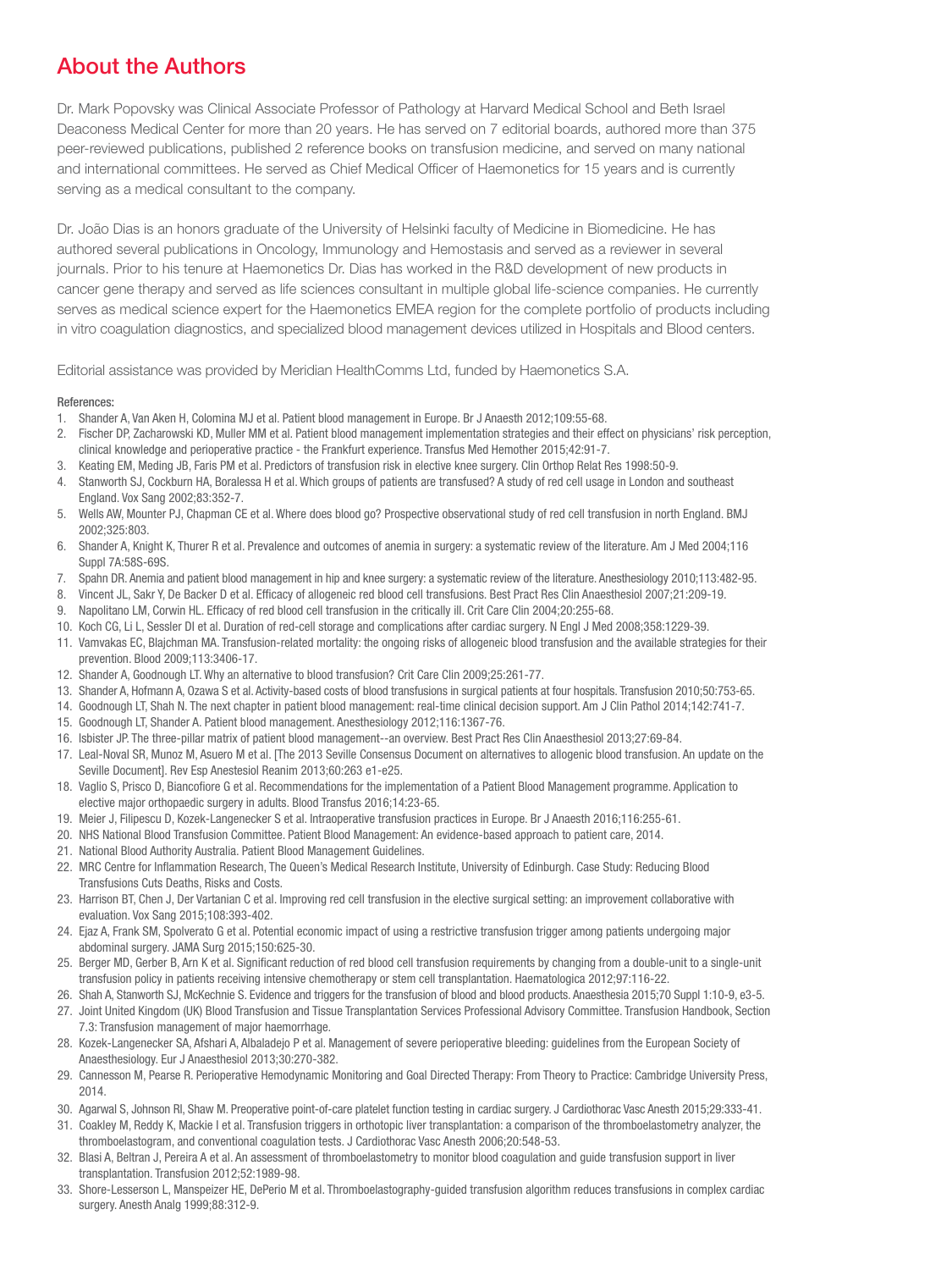## About the Authors

Dr. Mark Popovsky was Clinical Associate Professor of Pathology at Harvard Medical School and Beth Israel Deaconess Medical Center for more than 20 years. He has served on 7 editorial boards, authored more than 375 peer-reviewed publications, published 2 reference books on transfusion medicine, and served on many national and international committees. He served as Chief Medical Officer of Haemonetics for 15 years and is currently serving as a medical consultant to the company.

Dr. João Dias is an honors graduate of the University of Helsinki faculty of Medicine in Biomedicine. He has authored several publications in Oncology, Immunology and Hemostasis and served as a reviewer in several journals. Prior to his tenure at Haemonetics Dr. Dias has worked in the R&D development of new products in cancer gene therapy and served as life sciences consultant in multiple global life-science companies. He currently serves as medical science expert for the Haemonetics EMEA region for the complete portfolio of products including in vitro coagulation diagnostics, and specialized blood management devices utilized in Hospitals and Blood centers.

Editorial assistance was provided by Meridian HealthComms Ltd, funded by Haemonetics S.A.

References:

1. Shander A, Van Aken H, Colomina MJ et al. Patient blood management in Europe. Br J Anaesth 2012;109:55-68.
2. Fischer DP, Zacharowski KD, Muller MM et al. Patient blood management implementation strategies and their effect on physicians' risk perception, clinical knowledge and perioperative practice - the Frankfurt experience. Transfus Med Hemother 2015;42:91-7.
3. Keating EM, Meding JB, Faris PM et al. Predictors of transfusion risk in elective knee surgery. Clin Orthop Relat Res 1998:50-9.
4. Stanworth SJ, Cockburn HA, Boralessa H et al. Which groups of patients are transfused? A study of red cell usage in London and southeast England. Vox Sang 2002;83:352-7.
5. Wells AW, Mounter PJ, Chapman CE et al. Where does blood go? Prospective observational study of red cell transfusion in north England. BMJ 2002;325:803.
6. Shander A, Knight K, Thurer R et al. Prevalence and outcomes of anemia in surgery: a systematic review of the literature. Am J Med 2004;116 Suppl 7A:58S-69S.
7. Spahn DR. Anemia and patient blood management in hip and knee surgery: a systematic review of the literature. Anesthesiology 2010;113:482-95.
8. Vincent JL, Sakr Y, De Backer D et al. Efficacy of allogeneic red blood cell transfusions. Best Pract Res Clin Anaesthesiol 2007;21:209-19.
9. Napolitano LM, Corwin HL. Efficacy of red blood cell transfusion in the critically ill. Crit Care Clin 2004;20:255-68.
10. Koch CG, Li L, Sessler DI et al. Duration of red-cell storage and complications after cardiac surgery. N Engl J Med 2008;358:1229-39.
11. Vamvakas EC, Blajchman MA. Transfusion-related mortality: the ongoing risks of allogeneic blood transfusion and the available strategies for their prevention. Blood 2009;113:3406-17.
12. Shander A, Goodnough LT. Why an alternative to blood transfusion? Crit Care Clin 2009;25:261-77.
13. Shander A, Hofmann A, Ozawa S et al. Activity-based costs of blood transfusions in surgical patients at four hospitals. Transfusion 2010;50:753-65.
14. Goodnough LT, Shah N. The next chapter in patient blood management: real-time clinical decision support. Am J Clin Pathol 2014;142:741-7.
15. Goodnough LT, Shander A. Patient blood management. Anesthesiology 2012;116:1367-76.
16. Isbister JP. The three-pillar matrix of patient blood management--an overview. Best Pract Res Clin Anaesthesiol 2013;27:69-84.
17. Leal-Noval SR, Munoz M, Asuero M et al. [The 2013 Seville Consensus Document on alternatives to allogenic blood transfusion. An update on the Seville Document]. Rev Esp Anestesiol Reanim 2013;60:263 e1-e25.
18. Vaglio S, Prisco D, Biancofiore G et al. Recommendations for the implementation of a Patient Blood Management programme. Application to elective major orthopaedic surgery in adults. Blood Transfus 2016;14:23-65.
19. Meier J, Filipescu D, Kozek-Langenecker S et al. Intraoperative transfusion practices in Europe. Br J Anaesth 2016;116:255-61.
20. NHS National Blood Transfusion Committee. Patient Blood Management: An evidence-based approach to patient care, 2014.
21. National Blood Authority Australia. Patient Blood Management Guidelines.
22. MRC Centre for Inflammation Research, The Queen's Medical Research Institute, University of Edinburgh. Case Study: Reducing Blood Transfusions Cuts Deaths, Risks and Costs.
23. Harrison BT, Chen J, Der Vartanian C et al. Improving red cell transfusion in the elective surgical setting: an improvement collaborative with evaluation. Vox Sang 2015;108:393-402.
24. Ejaz A, Frank SM, Spolverato G et al. Potential economic impact of using a restrictive transfusion trigger among patients undergoing major abdominal surgery. JAMA Surg 2015;150:625-30.
25. Berger MD, Gerber B, Arn K et al. Significant reduction of red blood cell transfusion requirements by changing from a double-unit to a single-unit transfusion policy in patients receiving intensive chemotherapy or stem cell transplantation. Haematologica 2012;97:116-22.
26. Shah A, Stanworth SJ, McKechnie S. Evidence and triggers for the transfusion of blood and blood products. Anaesthesia 2015;70 Suppl 1:10-9, e3-5.
27. Joint United Kingdom (UK) Blood Transfusion and Tissue Transplantation Services Professional Advisory Committee. Transfusion Handbook, Section 7.3: Transfusion management of major haemorrhage.
28. Kozek-Langenecker SA, Afshari A, Albaladejo P et al. Management of severe perioperative bleeding: guidelines from the European Society of Anaesthesiology. Eur J Anaesthesiol 2013;30:270-382.
29. Cannesson M, Pearse R. Perioperative Hemodynamic Monitoring and Goal Directed Therapy: From Theory to Practice: Cambridge University Press, 2014.
30. Agarwal S, Johnson RI, Shaw M. Preoperative point-of-care platelet function testing in cardiac surgery. J Cardiothorac Vasc Anesth 2015;29:333-41.
31. Coakley M, Reddy K, Mackie I et al. Transfusion triggers in orthotopic liver transplantation: a comparison of the thromboelastometry analyzer, the thromboelastogram, and conventional coagulation tests. J Cardiothorac Vasc Anesth 2006;20:548-53.
32. Blasi A, Beltran J, Pereira A et al. An assessment of thromboelastometry to monitor blood coagulation and guide transfusion support in liver transplantation. Transfusion 2012;52:1989-98.
33. Shore-Lesserson L, Manspeizer HE, DePerio M et al. Thromboelastography-guided transfusion algorithm reduces transfusions in complex cardiac surgery. Anesth Analg 1999;88:312-9.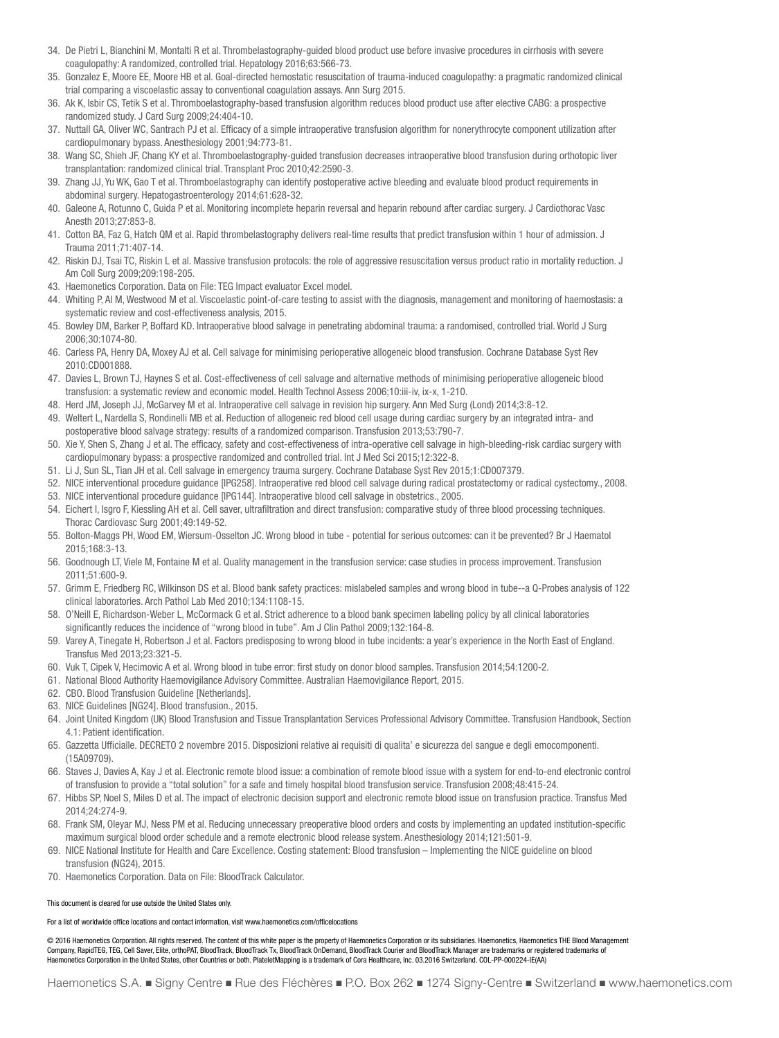34. De Pietri L, Bianchini M, Montalti R et al. Thrombelastography-guided blood product use before invasive procedures in cirrhosis with severe coagulopathy: A randomized, controlled trial. Hepatology 2016;63:566-73.
35. Gonzalez E, Moore EE, Moore HB et al. Goal-directed hemostatic resuscitation of trauma-induced coagulopathy: a pragmatic randomized clinical trial comparing a viscoelastic assay to conventional coagulation assays. Ann Surg 2015.
36. Ak K, Isbir CS, Tetik S et al. Thromboelastography-based transfusion algorithm reduces blood product use after elective CABG: a prospective randomized study. J Card Surg 2009;24:404-10.
37. Nuttall GA, Oliver WC, Santrach PJ et al. Efficacy of a simple intraoperative transfusion algorithm for nonerythrocyte component utilization after cardiopulmonary bypass. Anesthesiology 2001;94:773-81.
38. Wang SC, Shieh JF, Chang KY et al. Thromboelastography-guided transfusion decreases intraoperative blood transfusion during orthotopic liver transplantation: randomized clinical trial. Transplant Proc 2010;42:2590-3.
39. Zhang JJ, Yu WK, Gao T et al. Thromboelastography can identify postoperative active bleeding and evaluate blood product requirements in abdominal surgery. Hepatogastroenterology 2014;61:628-32.
40. Galeone A, Rotunno C, Guida P et al. Monitoring incomplete heparin reversal and heparin rebound after cardiac surgery. J Cardiothorac Vasc Anesth 2013;27:853-8.
41. Cotton BA, Faz G, Hatch QM et al. Rapid thrombelastography delivers real-time results that predict transfusion within 1 hour of admission. J Trauma 2011;71:407-14.
42. Riskin DJ, Tsai TC, Riskin L et al. Massive transfusion protocols: the role of aggressive resuscitation versus product ratio in mortality reduction. J Am Coll Surg 2009;209:198-205.
43. Haemonetics Corporation. Data on File: TEG Impact evaluator Excel model.
44. Whiting P, Al M, Westwood M et al. Viscoelastic point-of-care testing to assist with the diagnosis, management and monitoring of haemostasis: a systematic review and cost-effectiveness analysis, 2015.
45. Bowley DM, Barker P, Boffard KD. Intraoperative blood salvage in penetrating abdominal trauma: a randomised, controlled trial. World J Surg 2006;30:1074-80.
46. Carless PA, Henry DA, Moxey AJ et al. Cell salvage for minimising perioperative allogeneic blood transfusion. Cochrane Database Syst Rev 2010:CD001888.
47. Davies L, Brown TJ, Haynes S et al. Cost-effectiveness of cell salvage and alternative methods of minimising perioperative allogeneic blood transfusion: a systematic review and economic model. Health Technol Assess 2006;10:iii-iv, ix-x, 1-210.
48. Herd JM, Joseph JJ, McGarvey M et al. Intraoperative cell salvage in revision hip surgery. Ann Med Surg (Lond) 2014;3:8-12.
49. Weltert L, Nardella S, Rondinelli MB et al. Reduction of allogeneic red blood cell usage during cardiac surgery by an integrated intra- and postoperative blood salvage strategy: results of a randomized comparison. Transfusion 2013;53:790-7.
50. Xie Y, Shen S, Zhang J et al. The efficacy, safety and cost-effectiveness of intra-operative cell salvage in high-bleeding-risk cardiac surgery with cardiopulmonary bypass: a prospective randomized and controlled trial. Int J Med Sci 2015;12:322-8.
51. Li J, Sun SL, Tian JH et al. Cell salvage in emergency trauma surgery. Cochrane Database Syst Rev 2015;1:CD007379.
52. NICE interventional procedure guidance [IPG258]. Intraoperative red blood cell salvage during radical prostatectomy or radical cystectomy., 2008.
53. NICE interventional procedure guidance [IPG144]. Intraoperative blood cell salvage in obstetrics., 2005.
54. Eichert I, Isgro F, Kiessling AH et al. Cell saver, ultrafiltration and direct transfusion: comparative study of three blood processing techniques. Thorac Cardiovasc Surg 2001;49:149-52.
55. Bolton-Maggs PH, Wood EM, Wiersum-Osselton JC. Wrong blood in tube - potential for serious outcomes: can it be prevented? Br J Haematol 2015;168:3-13.
56. Goodnough LT, Viele M, Fontaine M et al. Quality management in the transfusion service: case studies in process improvement. Transfusion 2011;51:600-9.
57. Grimm E, Friedberg RC, Wilkinson DS et al. Blood bank safety practices: mislabeled samples and wrong blood in tube--a Q-Probes analysis of 122 clinical laboratories. Arch Pathol Lab Med 2010;134:1108-15.
58. O'Neill E, Richardson-Weber L, McCormack G et al. Strict adherence to a blood bank specimen labeling policy by all clinical laboratories significantly reduces the incidence of "wrong blood in tube". Am J Clin Pathol 2009;132:164-8.
59. Varey A, Tinegate H, Robertson J et al. Factors predisposing to wrong blood in tube incidents: a year's experience in the North East of England. Transfus Med 2013;23:321-5.
60. Vuk T, Cipek V, Hecimovic A et al. Wrong blood in tube error: first study on donor blood samples. Transfusion 2014;54:1200-2.
61. National Blood Authority Haemovigilance Advisory Committee. Australian Haemovigilance Report, 2015.
62. CBO. Blood Transfusion Guideline [Netherlands].
63. NICE Guidelines [NG24]. Blood transfusion., 2015.
64. Joint United Kingdom (UK) Blood Transfusion and Tissue Transplantation Services Professional Advisory Committee. Transfusion Handbook, Section 4.1: Patient identification.
65. Gazzetta Ufficialle. DECRETO 2 novembre 2015. Disposizioni relative ai requisiti di qualita' e sicurezza del sangue e degli emocomponenti. (15A09709).
66. Staves J, Davies A, Kay J et al. Electronic remote blood issue: a combination of remote blood issue with a system for end-to-end electronic control of transfusion to provide a "total solution" for a safe and timely hospital blood transfusion service. Transfusion 2008;48:415-24.
67. Hibbs SP, Noel S, Miles D et al. The impact of electronic decision support and electronic remote blood issue on transfusion practice. Transfus Med 2014;24:274-9.
68. Frank SM, Oleyar MJ, Ness PM et al. Reducing unnecessary preoperative blood orders and costs by implementing an updated institution-specific maximum surgical blood order schedule and a remote electronic blood release system. Anesthesiology 2014;121:501-9.
69. NICE National Institute for Health and Care Excellence. Costing statement: Blood transfusion – Implementing the NICE guideline on blood transfusion (NG24), 2015.
70. Haemonetics Corporation. Data on File: BloodTrack Calculator.

This document is cleared for use outside the United States only.

For a list of worldwide office locations and contact information, visit www.haemonetics.com/officelocations

© 2016 Haemonetics Corporation. All rights reserved. The content of this white paper is the property of Haemonetics Corporation or its subsidiaries. Haemonetics, Haemonetics THE Blood Management Company, RapidTEG, TEG, Cell Saver, Elite, orthoPAT, BloodTrack, BloodTrack Tx, BloodTrack OnDemand, BloodTrack Courier and BloodTrack Manager are trademarks or registered trademarks of Haemonetics Corporation in the United States, other Countries or both. PlateletMapping is a trademark of Cora Healthcare, Inc. 03.2016 Switzerland. COL-PP-000224-IE(AA)

Haemonetics S.A. ■ Signy Centre ■ Rue des Fléchères ■ P.O. Box 262 ■ 1274 Signy-Centre ■ Switzerland ■ www.haemonetics.com